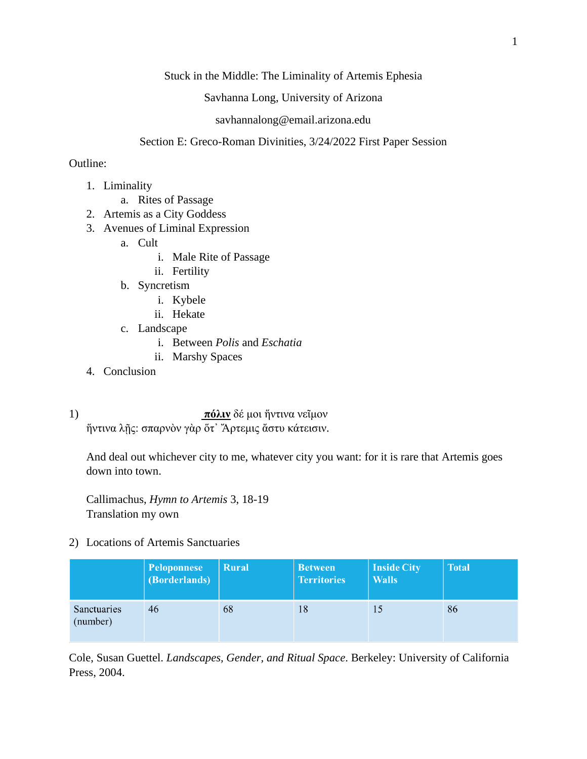Stuck in the Middle: The Liminality of Artemis Ephesia

Savhanna Long, University of Arizona

savhannalong@email.arizona.edu

Section E: Greco-Roman Divinities, 3/24/2022 First Paper Session

Outline:

1. Liminality
   a. Rites of Passage
2. Artemis as a City Goddess
3. Avenues of Liminal Expression
   a. Cult
      i. Male Rite of Passage
      ii. Fertility
   b. Syncretism
      i. Kybele
      ii. Hekate
   c. Landscape
      i. Between *Polis* and *Eschatia*
      ii. Marshy Spaces
4. Conclusion

1) **πόλιν** δέ μοι ἥντινα νεῖμον
ἥντινα λῇς: σπαρνὸν γὰρ ὅτ᾽ Ἄρτεμις ἄστυ κάτεισιν.

And deal out whichever city to me, whatever city you want: for it is rare that Artemis goes down into town.

Callimachus, *Hymn to Artemis* 3, 18-19
Translation my own

2) Locations of Artemis Sanctuaries

| | Peloponnese (Borderlands) | Rural | Between Territories | Inside City Walls | Total |
|---|---|---|---|---|---|
| Sanctuaries (number) | 46 | 68 | 18 | 15 | 86 |

Cole, Susan Guettel. *Landscapes, Gender, and Ritual Space*. Berkeley: University of California Press, 2004.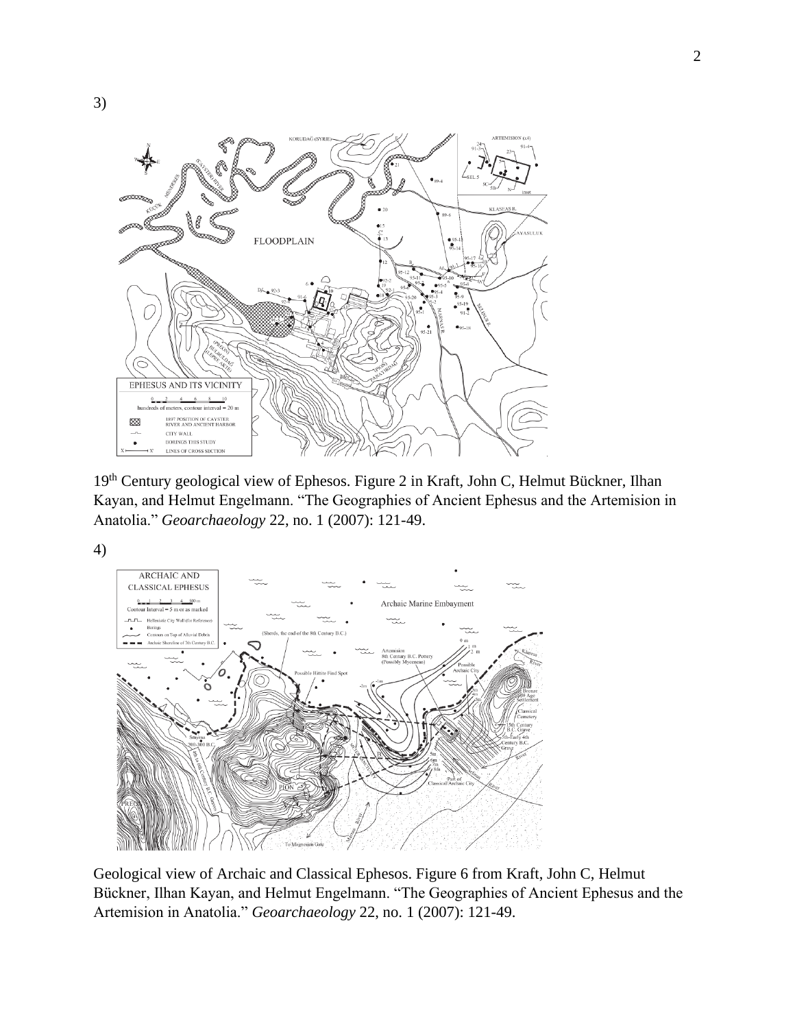3)

19th Century geological view of Ephesos. Figure 2 in Kraft, John C, Helmut Bückner, Ilhan Kayan, and Helmut Engelmann. "The Geographies of Ancient Ephesus and the Artemision in Anatolia." *Geoarchaeology* 22, no. 1 (2007): 121-49.

4)

Geological view of Archaic and Classical Ephesos. Figure 6 from Kraft, John C, Helmut Bückner, Ilhan Kayan, and Helmut Engelmann. "The Geographies of Ancient Ephesus and the Artemision in Anatolia." *Geoarchaeology* 22, no. 1 (2007): 121-49.